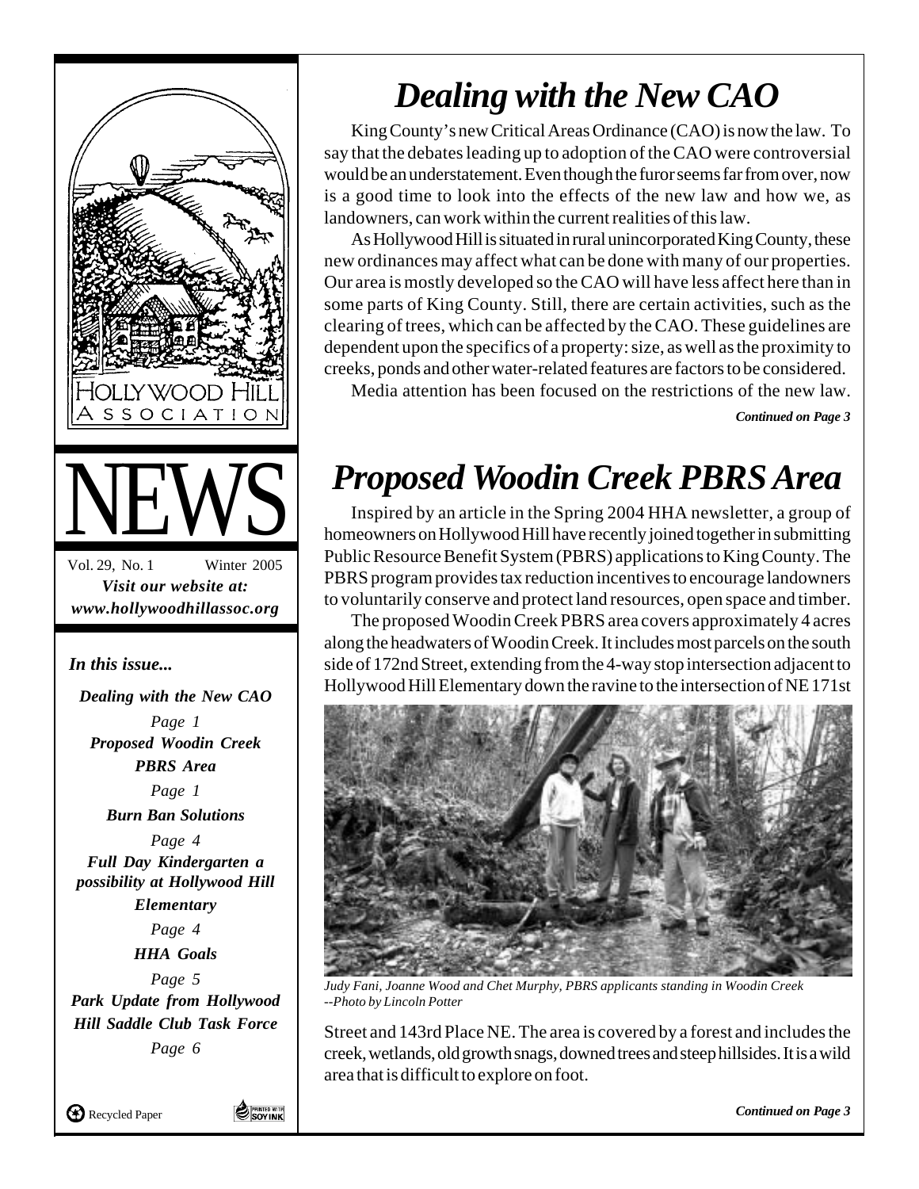Hollywood Hill Association

# NEWS

Vol. 29, No. 1 Winter 2005

***Visit our website at: www.hollywoodhillassoc.org***

*In this issue...*

***Dealing with the New CAO*** *Page 1*

***Proposed Woodin Creek PBRS Area*** *Page 1*

***Burn Ban Solutions*** *Page 4*

***Full Day Kindergarten a possibility at Hollywood Hill Elementary*** *Page 4*

***HHA Goals*** *Page 5*

***Park Update from Hollywood Hill Saddle Club Task Force*** *Page 6*

Recycled Paper

Printed with Soy Ink

# *Dealing with the New CAO*

King County's new Critical Areas Ordinance (CAO) is now the law. To say that the debates leading up to adoption of the CAO were controversial would be an understatement. Even though the furor seems far from over, now is a good time to look into the effects of the new law and how we, as landowners, can work within the current realities of this law.

As Hollywood Hill is situated in rural unincorporated King County, these new ordinances may affect what can be done with many of our properties. Our area is mostly developed so the CAO will have less affect here than in some parts of King County. Still, there are certain activities, such as the clearing of trees, which can be affected by the CAO. These guidelines are dependent upon the specifics of a property: size, as well as the proximity to creeks, ponds and other water-related features are factors to be considered.

Media attention has been focused on the restrictions of the new law.

***Continued on Page 3***

# *Proposed Woodin Creek PBRS Area*

Inspired by an article in the Spring 2004 HHA newsletter, a group of homeowners on Hollywood Hill have recently joined together in submitting Public Resource Benefit System (PBRS) applications to King County. The PBRS program provides tax reduction incentives to encourage landowners to voluntarily conserve and protect land resources, open space and timber.

The proposed Woodin Creek PBRS area covers approximately 4 acres along the headwaters of Woodin Creek. It includes most parcels on the south side of 172nd Street, extending from the 4-way stop intersection adjacent to Hollywood Hill Elementary down the ravine to the intersection of NE 171st Street and 143rd Place NE. The area is covered by a forest and includes the creek, wetlands, old growth snags, downed trees and steep hillsides. It is a wild area that is difficult to explore on foot.

*Judy Fani, Joanne Wood and Chet Murphy, PBRS applicants standing in Woodin Creek --Photo by Lincoln Potter*

***Continued on Page 3***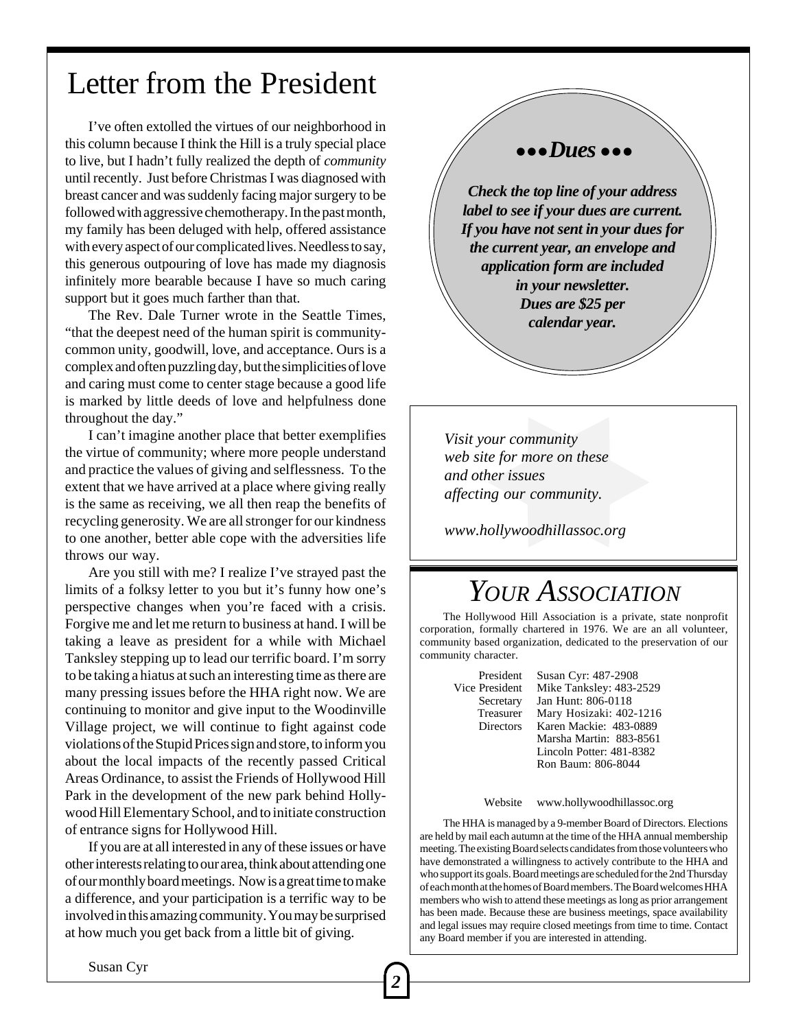# Letter from the President

I've often extolled the virtues of our neighborhood in this column because I think the Hill is a truly special place to live, but I hadn't fully realized the depth of *community* until recently. Just before Christmas I was diagnosed with breast cancer and was suddenly facing major surgery to be followed with aggressive chemotherapy. In the past month, my family has been deluged with help, offered assistance with every aspect of our complicated lives. Needless to say, this generous outpouring of love has made my diagnosis infinitely more bearable because I have so much caring support but it goes much farther than that.

The Rev. Dale Turner wrote in the Seattle Times, "that the deepest need of the human spirit is community-common unity, goodwill, love, and acceptance. Ours is a complex and often puzzling day, but the simplicities of love and caring must come to center stage because a good life is marked by little deeds of love and helpfulness done throughout the day."

I can't imagine another place that better exemplifies the virtue of community; where more people understand and practice the values of giving and selflessness. To the extent that we have arrived at a place where giving really is the same as receiving, we all then reap the benefits of recycling generosity. We are all stronger for our kindness to one another, better able cope with the adversities life throws our way.

Are you still with me? I realize I've strayed past the limits of a folksy letter to you but it's funny how one's perspective changes when you're faced with a crisis. Forgive me and let me return to business at hand. I will be taking a leave as president for a while with Michael Tanksley stepping up to lead our terrific board. I'm sorry to be taking a hiatus at such an interesting time as there are many pressing issues before the HHA right now. We are continuing to monitor and give input to the Woodinville Village project, we will continue to fight against code violations of the Stupid Prices sign and store, to inform you about the local impacts of the recently passed Critical Areas Ordinance, to assist the Friends of Hollywood Hill Park in the development of the new park behind Hollywood Hill Elementary School, and to initiate construction of entrance signs for Hollywood Hill.

If you are at all interested in any of these issues or have other interests relating to our area, think about attending one of our monthly board meetings. Now is a great time to make a difference, and your participation is a terrific way to be involved in this amazing community. You may be surprised at how much you get back from a little bit of giving.

Susan Cyr

***••• Dues •••***

***Check the top line of your address label to see if your dues are current. If you have not sent in your dues for the current year, an envelope and application form are included in your newsletter. Dues are $25 per calendar year.***

*Visit your community web site for more on these and other issues affecting our community.*

*www.hollywoodhillassoc.org*

# YOUR ASSOCIATION

The Hollywood Hill Association is a private, state nonprofit corporation, formally chartered in 1976. We are an all volunteer, community based organization, dedicated to the preservation of our community character.

| | |
|---|---|
| President | Susan Cyr: 487-2908 |
| Vice President | Mike Tanksley: 483-2529 |
| Secretary | Jan Hunt: 806-0118 |
| Treasurer | Mary Hosizaki: 402-1216 |
| Directors | Karen Mackie: 483-0889 |
| | Marsha Martin: 883-8561 |
| | Lincoln Potter: 481-8382 |
| | Ron Baum: 806-8044 |
| Website | www.hollywoodhillassoc.org |

The HHA is managed by a 9-member Board of Directors. Elections are held by mail each autumn at the time of the HHA annual membership meeting. The existing Board selects candidates from those volunteers who have demonstrated a willingness to actively contribute to the HHA and who support its goals. Board meetings are scheduled for the 2nd Thursday of each month at the homes of Board members. The Board welcomes HHA members who wish to attend these meetings as long as prior arrangement has been made. Because these are business meetings, space availability and legal issues may require closed meetings from time to time. Contact any Board member if you are interested in attending.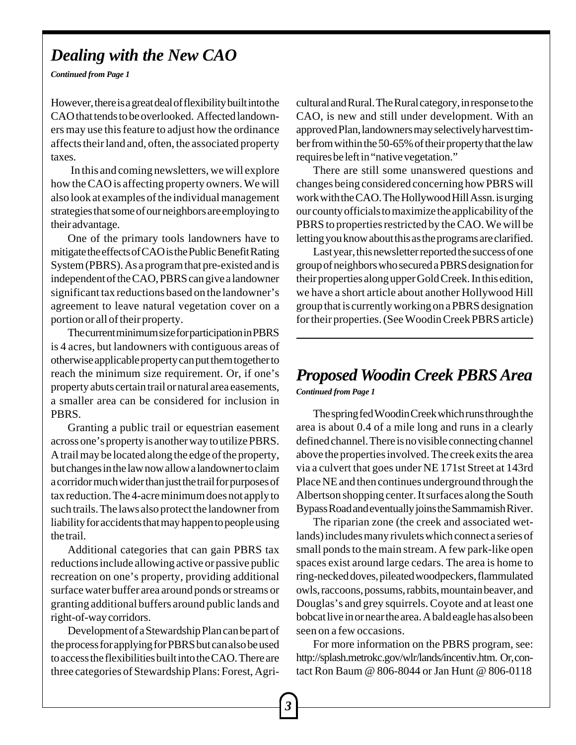## *Dealing with the New CAO*

***Continued from Page 1***

However, there is a great deal of flexibility built into the CAO that tends to be overlooked. Affected landowners may use this feature to adjust how the ordinance affects their land and, often, the associated property taxes.

In this and coming newsletters, we will explore how the CAO is affecting property owners. We will also look at examples of the individual management strategies that some of our neighbors are employing to their advantage.

One of the primary tools landowners have to mitigate the effects of CAO is the Public Benefit Rating System (PBRS). As a program that pre-existed and is independent of the CAO, PBRS can give a landowner significant tax reductions based on the landowner's agreement to leave natural vegetation cover on a portion or all of their property.

The current minimum size for participation in PBRS is 4 acres, but landowners with contiguous areas of otherwise applicable property can put them together to reach the minimum size requirement. Or, if one's property abuts certain trail or natural area easements, a smaller area can be considered for inclusion in PBRS.

Granting a public trail or equestrian easement across one's property is another way to utilize PBRS. A trail may be located along the edge of the property, but changes in the law now allow a landowner to claim a corridor much wider than just the trail for purposes of tax reduction. The 4-acre minimum does not apply to such trails. The laws also protect the landowner from liability for accidents that may happen to people using the trail.

Additional categories that can gain PBRS tax reductions include allowing active or passive public recreation on one's property, providing additional surface water buffer area around ponds or streams or granting additional buffers around public lands and right-of-way corridors.

Development of a Stewardship Plan can be part of the process for applying for PBRS but can also be used to access the flexibilities built into the CAO. There are three categories of Stewardship Plans: Forest, Agricultural and Rural. The Rural category, in response to the CAO, is new and still under development. With an approved Plan, landowners may selectively harvest timber from within the 50-65% of their property that the law requires be left in "native vegetation."

There are still some unanswered questions and changes being considered concerning how PBRS will work with the CAO. The Hollywood Hill Assn. is urging our county officials to maximize the applicability of the PBRS to properties restricted by the CAO. We will be letting you know about this as the programs are clarified.

Last year, this newsletter reported the success of one group of neighbors who secured a PBRS designation for their properties along upper Gold Creek. In this edition, we have a short article about another Hollywood Hill group that is currently working on a PBRS designation for their properties. (See Woodin Creek PBRS article)

## *Proposed Woodin Creek PBRS Area*

***Continued from Page 1***

The spring fed Woodin Creek which runs through the area is about 0.4 of a mile long and runs in a clearly defined channel. There is no visible connecting channel above the properties involved. The creek exits the area via a culvert that goes under NE 171st Street at 143rd Place NE and then continues underground through the Albertson shopping center. It surfaces along the South Bypass Road and eventually joins the Sammamish River.

The riparian zone (the creek and associated wetlands) includes many rivulets which connect a series of small ponds to the main stream. A few park-like open spaces exist around large cedars. The area is home to ring-necked doves, pileated woodpeckers, flammulated owls, raccoons, possums, rabbits, mountain beaver, and Douglas's and grey squirrels. Coyote and at least one bobcat live in or near the area. A bald eagle has also been seen on a few occasions.

For more information on the PBRS program, see: http://splash.metrokc.gov/wlr/lands/incentiv.htm. Or, contact Ron Baum @ 806-8044 or Jan Hunt @ 806-0118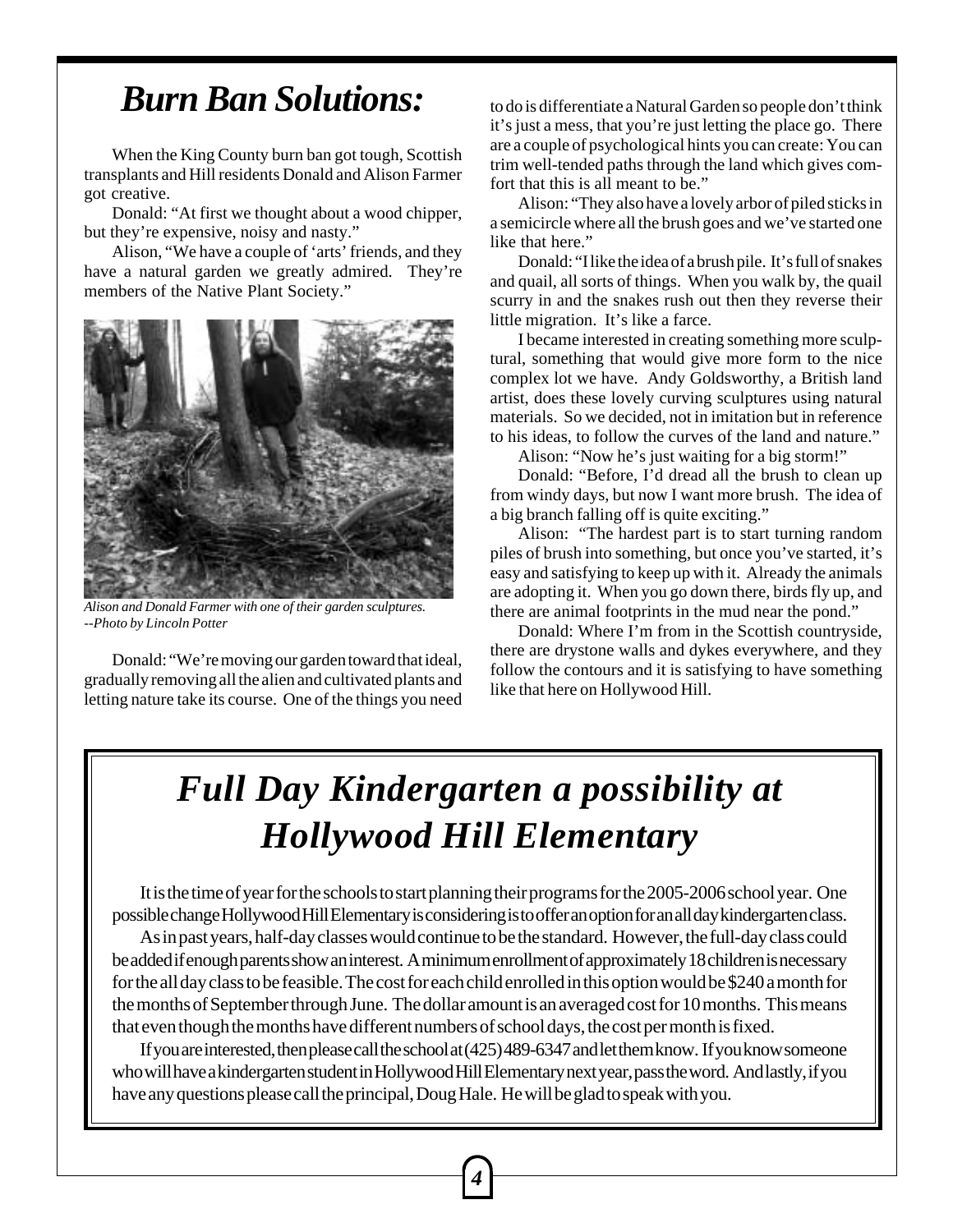# *Burn Ban Solutions:*

When the King County burn ban got tough, Scottish transplants and Hill residents Donald and Alison Farmer got creative.

Donald: "At first we thought about a wood chipper, but they're expensive, noisy and nasty."

Alison, "We have a couple of 'arts' friends, and they have a natural garden we greatly admired. They're members of the Native Plant Society."

*Alison and Donald Farmer with one of their garden sculptures. --Photo by Lincoln Potter*

Donald: "We're moving our garden toward that ideal, gradually removing all the alien and cultivated plants and letting nature take its course. One of the things you need to do is differentiate a Natural Garden so people don't think it's just a mess, that you're just letting the place go. There are a couple of psychological hints you can create: You can trim well-tended paths through the land which gives comfort that this is all meant to be."

Alison: "They also have a lovely arbor of piled sticks in a semicircle where all the brush goes and we've started one like that here."

Donald: "I like the idea of a brush pile. It's full of snakes and quail, all sorts of things. When you walk by, the quail scurry in and the snakes rush out then they reverse their little migration. It's like a farce.

I became interested in creating something more sculptural, something that would give more form to the nice complex lot we have. Andy Goldsworthy, a British land artist, does these lovely curving sculptures using natural materials. So we decided, not in imitation but in reference to his ideas, to follow the curves of the land and nature."

Alison: "Now he's just waiting for a big storm!"

Donald: "Before, I'd dread all the brush to clean up from windy days, but now I want more brush. The idea of a big branch falling off is quite exciting."

Alison: "The hardest part is to start turning random piles of brush into something, but once you've started, it's easy and satisfying to keep up with it. Already the animals are adopting it. When you go down there, birds fly up, and there are animal footprints in the mud near the pond."

Donald: Where I'm from in the Scottish countryside, there are drystone walls and dykes everywhere, and they follow the contours and it is satisfying to have something like that here on Hollywood Hill.

# *Full Day Kindergarten a possibility at Hollywood Hill Elementary*

It is the time of year for the schools to start planning their programs for the 2005-2006 school year. One possible change Hollywood Hill Elementary is considering is to offer an option for an all day kindergarten class.

As in past years, half-day classes would continue to be the standard. However, the full-day class could be added if enough parents show an interest. A minimum enrollment of approximately 18 children is necessary for the all day class to be feasible. The cost for each child enrolled in this option would be $240 a month for the months of September through June. The dollar amount is an averaged cost for 10 months. This means that even though the months have different numbers of school days, the cost per month is fixed.

If you are interested, then please call the school at (425) 489-6347 and let them know. If you know someone who will have a kindergarten student in Hollywood Hill Elementary next year, pass the word. And lastly, if you have any questions please call the principal, Doug Hale. He will be glad to speak with you.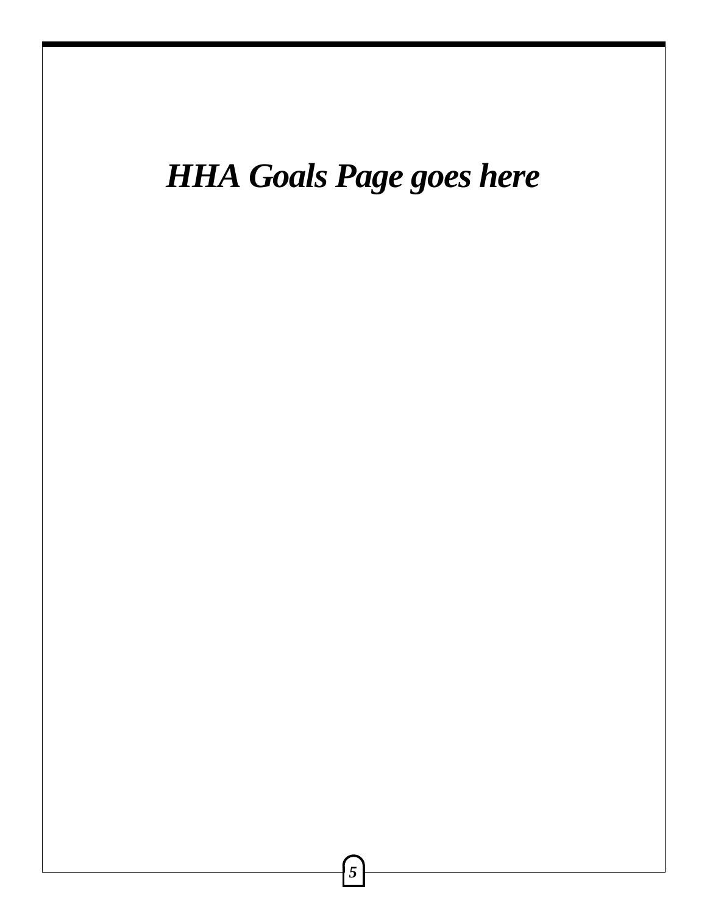# *HHA Goals Page goes here*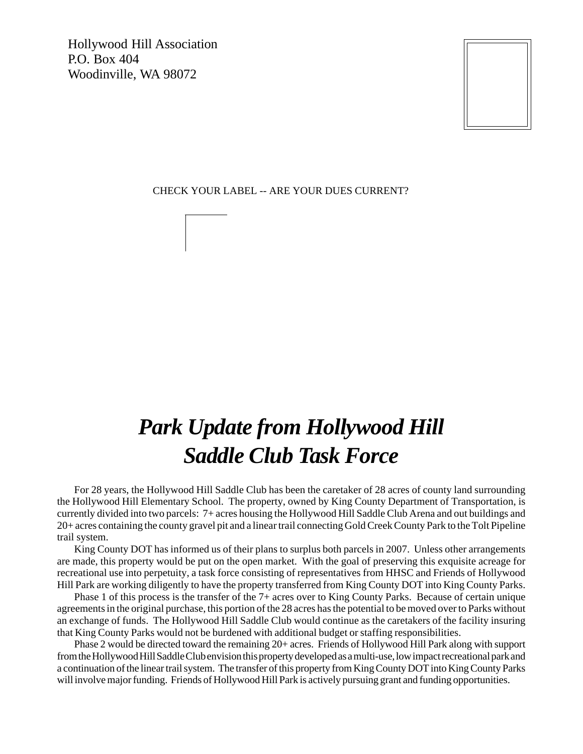Hollywood Hill Association
P.O. Box 404
Woodinville, WA 98072

CHECK YOUR LABEL -- ARE YOUR DUES CURRENT?

# *Park Update from Hollywood Hill Saddle Club Task Force*

For 28 years, the Hollywood Hill Saddle Club has been the caretaker of 28 acres of county land surrounding the Hollywood Hill Elementary School. The property, owned by King County Department of Transportation, is currently divided into two parcels: 7+ acres housing the Hollywood Hill Saddle Club Arena and out buildings and 20+ acres containing the county gravel pit and a linear trail connecting Gold Creek County Park to the Tolt Pipeline trail system.

King County DOT has informed us of their plans to surplus both parcels in 2007. Unless other arrangements are made, this property would be put on the open market. With the goal of preserving this exquisite acreage for recreational use into perpetuity, a task force consisting of representatives from HHSC and Friends of Hollywood Hill Park are working diligently to have the property transferred from King County DOT into King County Parks.

Phase 1 of this process is the transfer of the 7+ acres over to King County Parks. Because of certain unique agreements in the original purchase, this portion of the 28 acres has the potential to be moved over to Parks without an exchange of funds. The Hollywood Hill Saddle Club would continue as the caretakers of the facility insuring that King County Parks would not be burdened with additional budget or staffing responsibilities.

Phase 2 would be directed toward the remaining 20+ acres. Friends of Hollywood Hill Park along with support from the Hollywood Hill Saddle Club envision this property developed as a multi-use, low impact recreational park and a continuation of the linear trail system. The transfer of this property from King County DOT into King County Parks will involve major funding. Friends of Hollywood Hill Park is actively pursuing grant and funding opportunities.